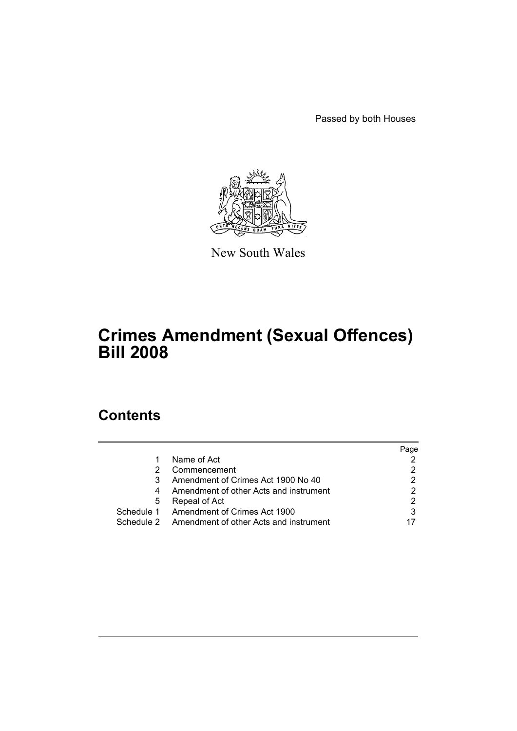Passed by both Houses

New South Wales

# Crimes Amendment (Sexual Offences) Bill 2008

## Contents

| | | Page |
|---|---|---|
| 1 | Name of Act | 2 |
| 2 | Commencement | 2 |
| 3 | Amendment of Crimes Act 1900 No 40 | 2 |
| 4 | Amendment of other Acts and instrument | 2 |
| 5 | Repeal of Act | 2 |
| Schedule 1 | Amendment of Crimes Act 1900 | 3 |
| Schedule 2 | Amendment of other Acts and instrument | 17 |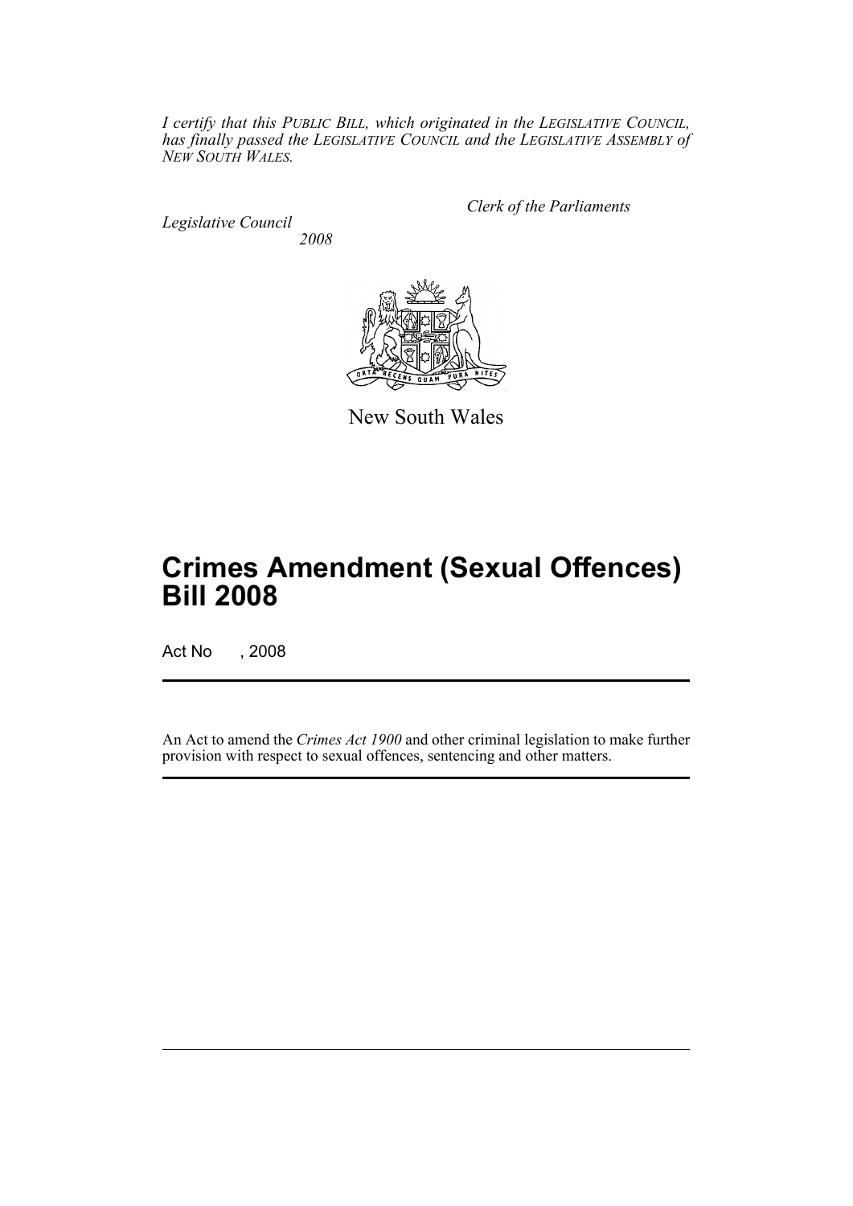*I certify that this PUBLIC BILL, which originated in the LEGISLATIVE COUNCIL, has finally passed the LEGISLATIVE COUNCIL and the LEGISLATIVE ASSEMBLY of NEW SOUTH WALES.*

*Clerk of the Parliaments*

*Legislative Council*

*2008*

New South Wales

# Crimes Amendment (Sexual Offences) Bill 2008

Act No , 2008

An Act to amend the *Crimes Act 1900* and other criminal legislation to make further provision with respect to sexual offences, sentencing and other matters.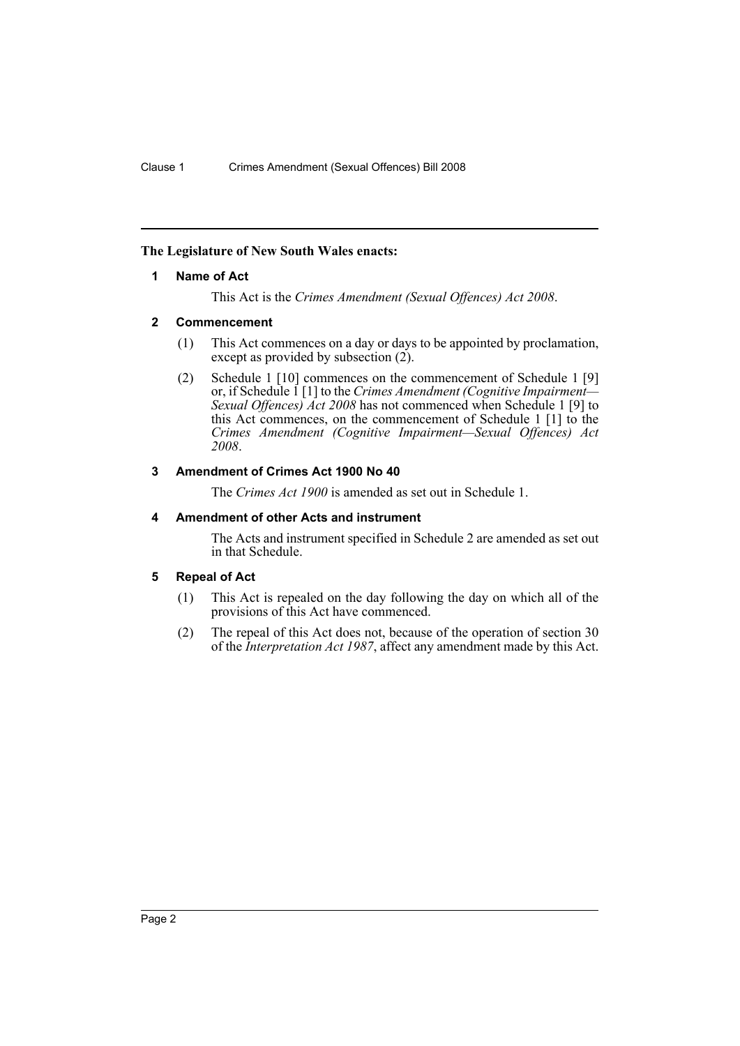**The Legislature of New South Wales enacts:**

## 1 Name of Act

This Act is the *Crimes Amendment (Sexual Offences) Act 2008*.

## 2 Commencement

(1) This Act commences on a day or days to be appointed by proclamation, except as provided by subsection (2).

(2) Schedule 1 [10] commences on the commencement of Schedule 1 [9] or, if Schedule 1 [1] to the *Crimes Amendment (Cognitive Impairment—Sexual Offences) Act 2008* has not commenced when Schedule 1 [9] to this Act commences, on the commencement of Schedule 1 [1] to the *Crimes Amendment (Cognitive Impairment—Sexual Offences) Act 2008*.

## 3 Amendment of Crimes Act 1900 No 40

The *Crimes Act 1900* is amended as set out in Schedule 1.

## 4 Amendment of other Acts and instrument

The Acts and instrument specified in Schedule 2 are amended as set out in that Schedule.

## 5 Repeal of Act

(1) This Act is repealed on the day following the day on which all of the provisions of this Act have commenced.

(2) The repeal of this Act does not, because of the operation of section 30 of the *Interpretation Act 1987*, affect any amendment made by this Act.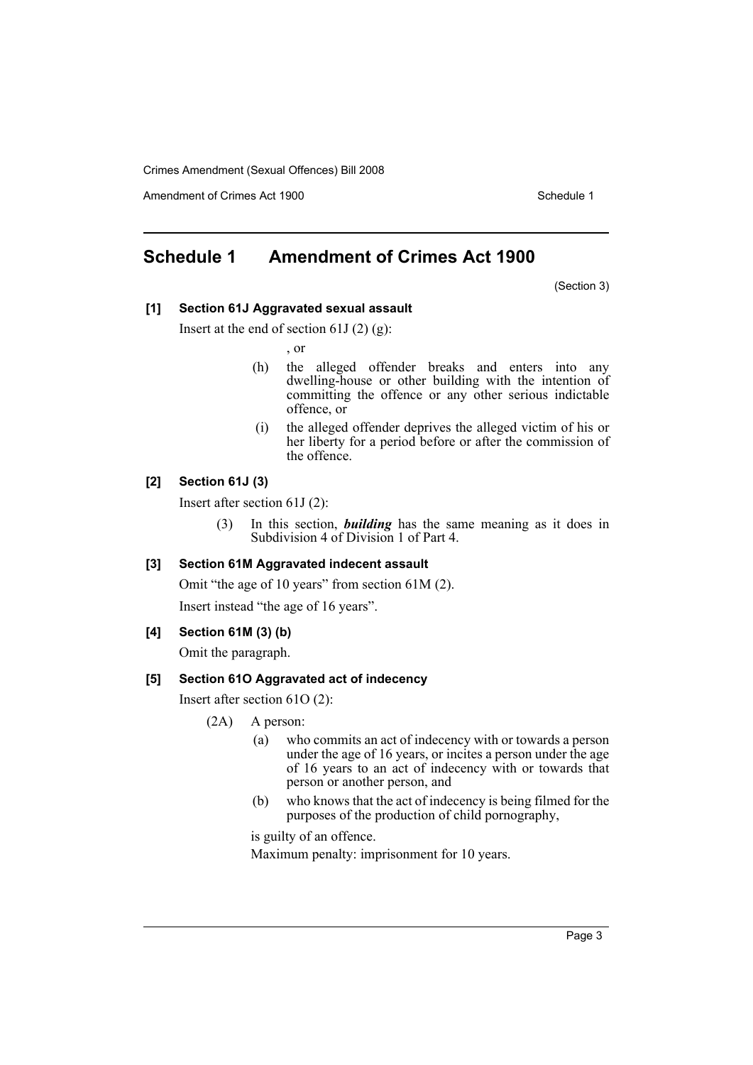## Schedule 1 Amendment of Crimes Act 1900

(Section 3)

**[1] Section 61J Aggravated sexual assault**

Insert at the end of section 61J (2) (g):

, or

(h) the alleged offender breaks and enters into any dwelling-house or other building with the intention of committing the offence or any other serious indictable offence, or

(i) the alleged offender deprives the alleged victim of his or her liberty for a period before or after the commission of the offence.

**[2] Section 61J (3)**

Insert after section 61J (2):

(3) In this section, ***building*** has the same meaning as it does in Subdivision 4 of Division 1 of Part 4.

**[3] Section 61M Aggravated indecent assault**

Omit "the age of 10 years" from section 61M (2).

Insert instead "the age of 16 years".

**[4] Section 61M (3) (b)**

Omit the paragraph.

**[5] Section 61O Aggravated act of indecency**

Insert after section 61O (2):

(2A) A person:

(a) who commits an act of indecency with or towards a person under the age of 16 years, or incites a person under the age of 16 years to an act of indecency with or towards that person or another person, and

(b) who knows that the act of indecency is being filmed for the purposes of the production of child pornography,

is guilty of an offence.

Maximum penalty: imprisonment for 10 years.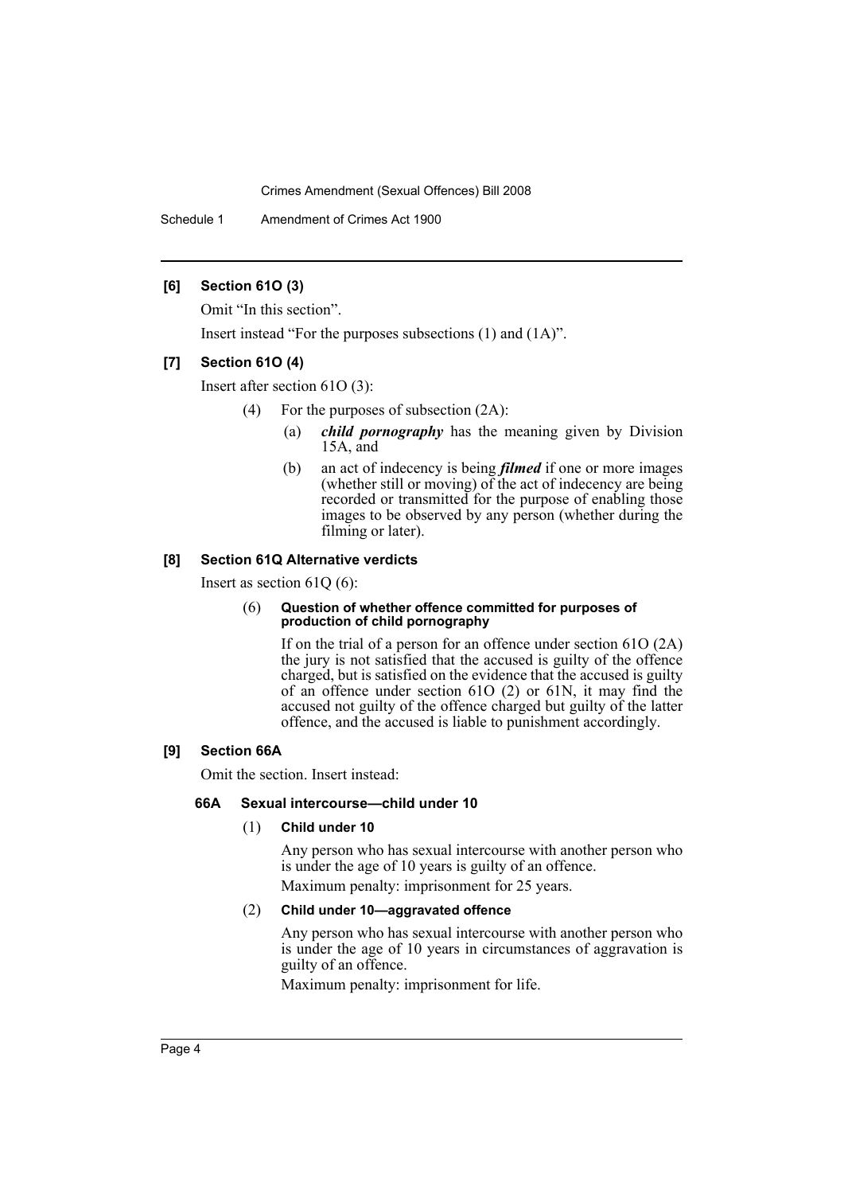### [6] Section 61O (3)

Omit "In this section".

Insert instead "For the purposes subsections (1) and (1A)".

### [7] Section 61O (4)

Insert after section 61O (3):

(4) For the purposes of subsection (2A):

(a) ***child pornography*** has the meaning given by Division 15A, and

(b) an act of indecency is being ***filmed*** if one or more images (whether still or moving) of the act of indecency are being recorded or transmitted for the purpose of enabling those images to be observed by any person (whether during the filming or later).

### [8] Section 61Q Alternative verdicts

Insert as section 61Q (6):

(6) **Question of whether offence committed for purposes of production of child pornography**

If on the trial of a person for an offence under section 61O (2A) the jury is not satisfied that the accused is guilty of the offence charged, but is satisfied on the evidence that the accused is guilty of an offence under section 61O (2) or 61N, it may find the accused not guilty of the offence charged but guilty of the latter offence, and the accused is liable to punishment accordingly.

### [9] Section 66A

Omit the section. Insert instead:

#### 66A Sexual intercourse—child under 10

(1) **Child under 10**

Any person who has sexual intercourse with another person who is under the age of 10 years is guilty of an offence.

Maximum penalty: imprisonment for 25 years.

(2) **Child under 10—aggravated offence**

Any person who has sexual intercourse with another person who is under the age of 10 years in circumstances of aggravation is guilty of an offence.

Maximum penalty: imprisonment for life.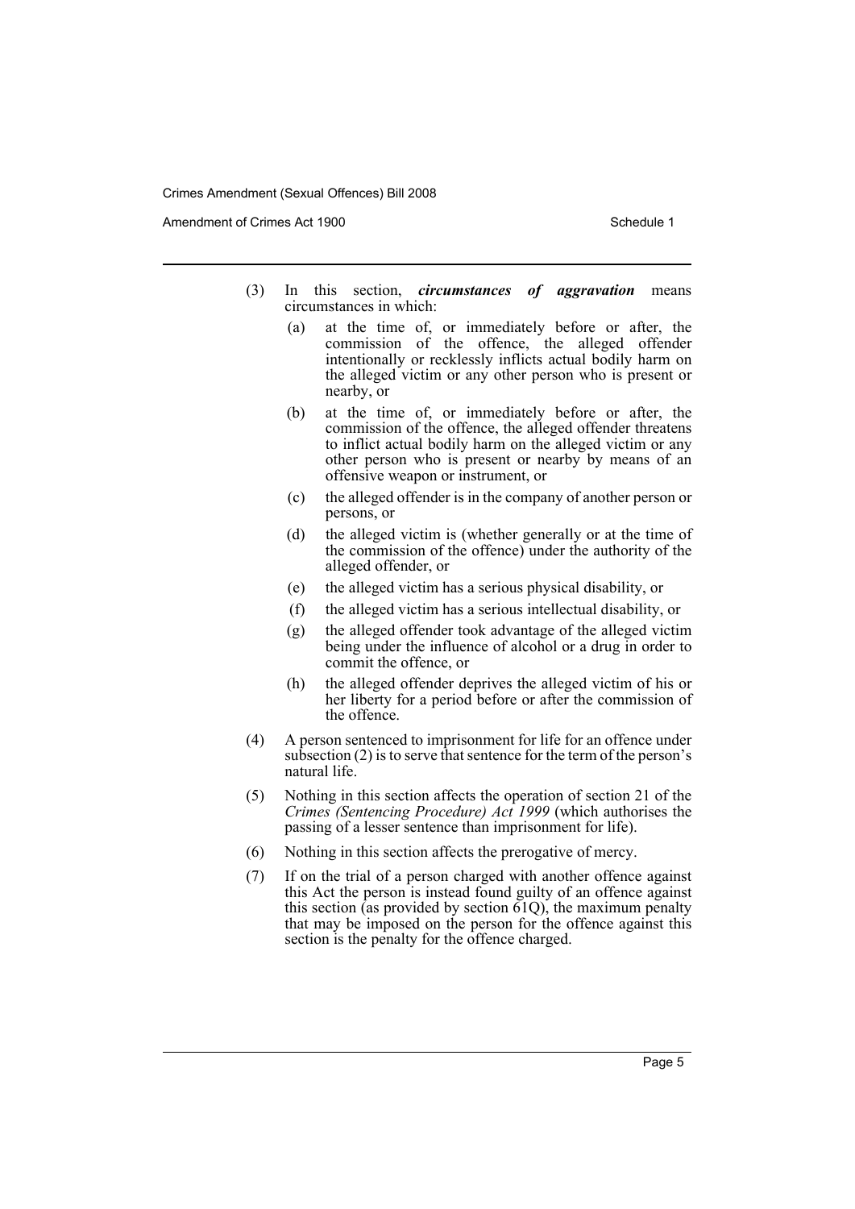(3) In this section, ***circumstances of aggravation*** means circumstances in which:

(a) at the time of, or immediately before or after, the commission of the offence, the alleged offender intentionally or recklessly inflicts actual bodily harm on the alleged victim or any other person who is present or nearby, or

(b) at the time of, or immediately before or after, the commission of the offence, the alleged offender threatens to inflict actual bodily harm on the alleged victim or any other person who is present or nearby by means of an offensive weapon or instrument, or

(c) the alleged offender is in the company of another person or persons, or

(d) the alleged victim is (whether generally or at the time of the commission of the offence) under the authority of the alleged offender, or

(e) the alleged victim has a serious physical disability, or

(f) the alleged victim has a serious intellectual disability, or

(g) the alleged offender took advantage of the alleged victim being under the influence of alcohol or a drug in order to commit the offence, or

(h) the alleged offender deprives the alleged victim of his or her liberty for a period before or after the commission of the offence.

(4) A person sentenced to imprisonment for life for an offence under subsection (2) is to serve that sentence for the term of the person's natural life.

(5) Nothing in this section affects the operation of section 21 of the *Crimes (Sentencing Procedure) Act 1999* (which authorises the passing of a lesser sentence than imprisonment for life).

(6) Nothing in this section affects the prerogative of mercy.

(7) If on the trial of a person charged with another offence against this Act the person is instead found guilty of an offence against this section (as provided by section 61Q), the maximum penalty that may be imposed on the person for the offence against this section is the penalty for the offence charged.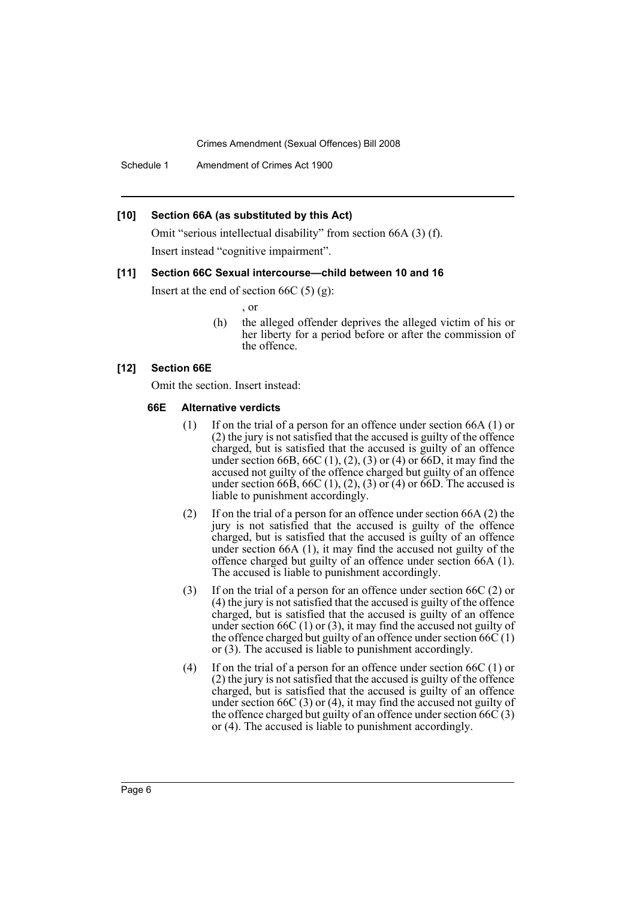**[10] Section 66A (as substituted by this Act)**

Omit "serious intellectual disability" from section 66A (3) (f).

Insert instead "cognitive impairment".

**[11] Section 66C Sexual intercourse—child between 10 and 16**

Insert at the end of section 66C (5) (g):

, or

(h) the alleged offender deprives the alleged victim of his or her liberty for a period before or after the commission of the offence.

**[12] Section 66E**

Omit the section. Insert instead:

**66E Alternative verdicts**

(1) If on the trial of a person for an offence under section 66A (1) or (2) the jury is not satisfied that the accused is guilty of the offence charged, but is satisfied that the accused is guilty of an offence under section 66B, 66C (1), (2), (3) or (4) or 66D, it may find the accused not guilty of the offence charged but guilty of an offence under section 66B, 66C (1), (2), (3) or (4) or 66D. The accused is liable to punishment accordingly.

(2) If on the trial of a person for an offence under section 66A (2) the jury is not satisfied that the accused is guilty of the offence charged, but is satisfied that the accused is guilty of an offence under section 66A (1), it may find the accused not guilty of the offence charged but guilty of an offence under section 66A (1). The accused is liable to punishment accordingly.

(3) If on the trial of a person for an offence under section 66C (2) or (4) the jury is not satisfied that the accused is guilty of the offence charged, but is satisfied that the accused is guilty of an offence under section 66C (1) or (3), it may find the accused not guilty of the offence charged but guilty of an offence under section 66C (1) or (3). The accused is liable to punishment accordingly.

(4) If on the trial of a person for an offence under section 66C (1) or (2) the jury is not satisfied that the accused is guilty of the offence charged, but is satisfied that the accused is guilty of an offence under section 66C (3) or (4), it may find the accused not guilty of the offence charged but guilty of an offence under section 66C (3) or (4). The accused is liable to punishment accordingly.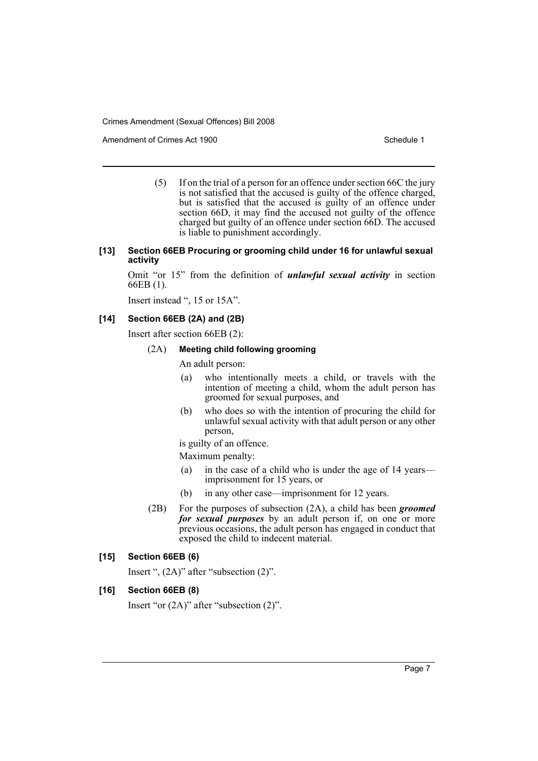(5) If on the trial of a person for an offence under section 66C the jury is not satisfied that the accused is guilty of the offence charged, but is satisfied that the accused is guilty of an offence under section 66D, it may find the accused not guilty of the offence charged but guilty of an offence under section 66D. The accused is liable to punishment accordingly.

#### [13] Section 66EB Procuring or grooming child under 16 for unlawful sexual activity

Omit "or 15" from the definition of ***unlawful sexual activity*** in section 66EB (1).

Insert instead ", 15 or 15A".

#### [14] Section 66EB (2A) and (2B)

Insert after section 66EB (2):

(2A) **Meeting child following grooming**

An adult person:

(a) who intentionally meets a child, or travels with the intention of meeting a child, whom the adult person has groomed for sexual purposes, and

(b) who does so with the intention of procuring the child for unlawful sexual activity with that adult person or any other person,

is guilty of an offence.

Maximum penalty:

(a) in the case of a child who is under the age of 14 years—imprisonment for 15 years, or

(b) in any other case—imprisonment for 12 years.

(2B) For the purposes of subsection (2A), a child has been ***groomed for sexual purposes*** by an adult person if, on one or more previous occasions, the adult person has engaged in conduct that exposed the child to indecent material.

#### [15] Section 66EB (6)

Insert ", (2A)" after "subsection (2)".

#### [16] Section 66EB (8)

Insert "or (2A)" after "subsection (2)".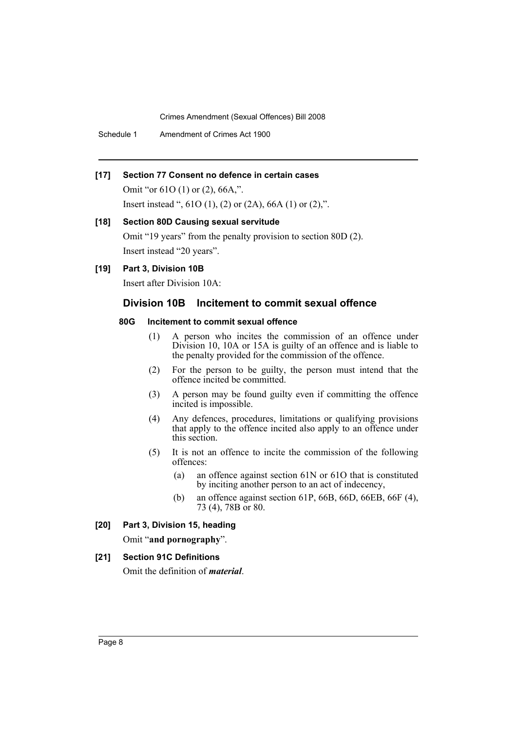**[17] Section 77 Consent no defence in certain cases**

Omit "or 61O (1) or (2), 66A,".

Insert instead ", 61O (1), (2) or (2A), 66A (1) or (2),".

**[18] Section 80D Causing sexual servitude**

Omit "19 years" from the penalty provision to section 80D (2).

Insert instead "20 years".

**[19] Part 3, Division 10B**

Insert after Division 10A:

## Division 10B Incitement to commit sexual offence

### 80G Incitement to commit sexual offence

(1) A person who incites the commission of an offence under Division 10, 10A or 15A is guilty of an offence and is liable to the penalty provided for the commission of the offence.

(2) For the person to be guilty, the person must intend that the offence incited be committed.

(3) A person may be found guilty even if committing the offence incited is impossible.

(4) Any defences, procedures, limitations or qualifying provisions that apply to the offence incited also apply to an offence under this section.

(5) It is not an offence to incite the commission of the following offences:

- (a) an offence against section 61N or 61O that is constituted by inciting another person to an act of indecency,
- (b) an offence against section 61P, 66B, 66D, 66EB, 66F (4), 73 (4), 78B or 80.

**[20] Part 3, Division 15, heading**

Omit "**and pornography**".

**[21] Section 91C Definitions**

Omit the definition of ***material***.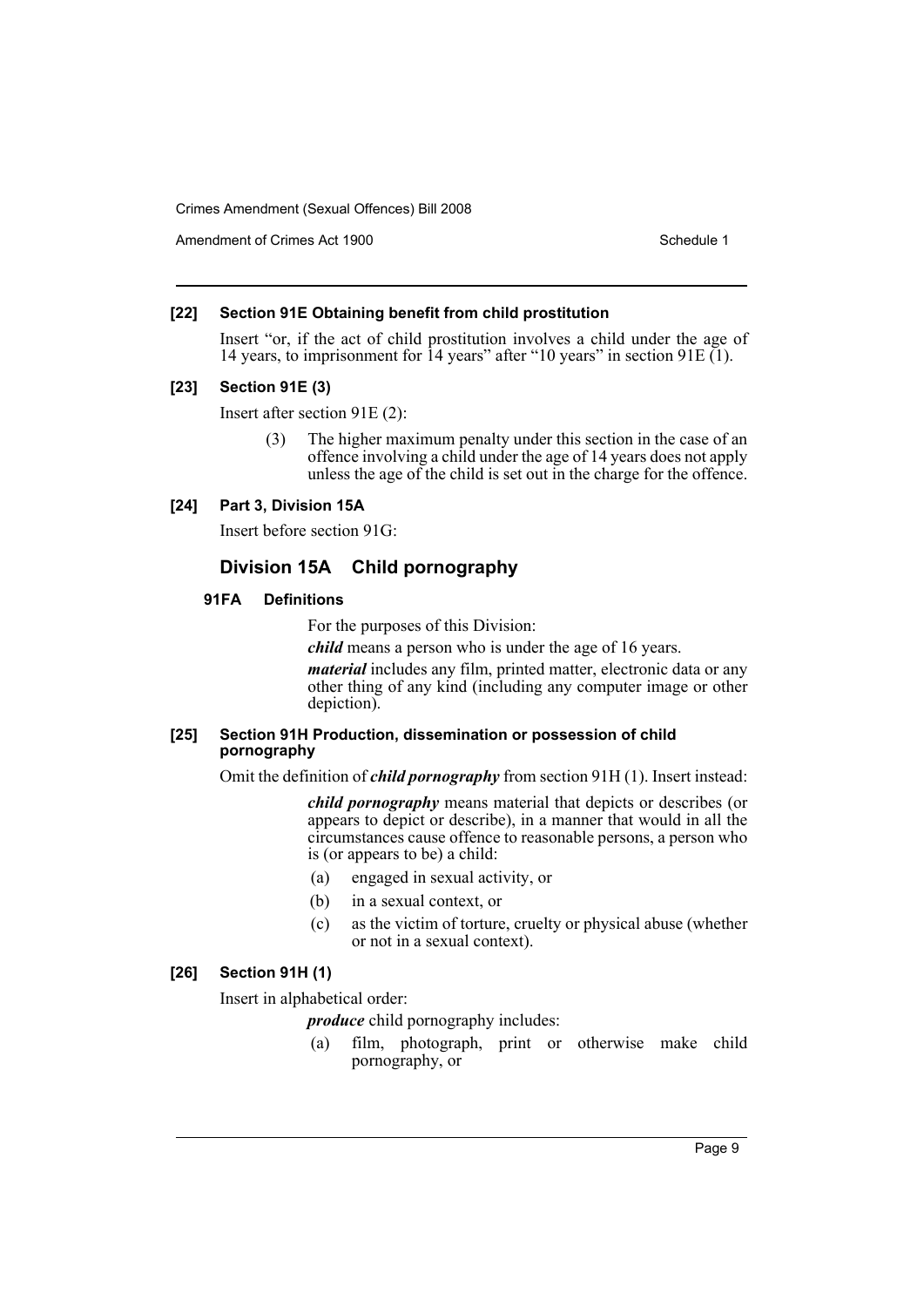**[22] Section 91E Obtaining benefit from child prostitution**

Insert "or, if the act of child prostitution involves a child under the age of 14 years, to imprisonment for 14 years" after "10 years" in section 91E (1).

**[23] Section 91E (3)**

Insert after section 91E (2):

> (3) The higher maximum penalty under this section in the case of an offence involving a child under the age of 14 years does not apply unless the age of the child is set out in the charge for the offence.

**[24] Part 3, Division 15A**

Insert before section 91G:

## Division 15A Child pornography

### 91FA Definitions

For the purposes of this Division:

***child*** means a person who is under the age of 16 years.

***material*** includes any film, printed matter, electronic data or any other thing of any kind (including any computer image or other depiction).

**[25] Section 91H Production, dissemination or possession of child pornography**

Omit the definition of ***child pornography*** from section 91H (1). Insert instead:

> ***child pornography*** means material that depicts or describes (or appears to depict or describe), in a manner that would in all the circumstances cause offence to reasonable persons, a person who is (or appears to be) a child:
>
> (a) engaged in sexual activity, or
>
> (b) in a sexual context, or
>
> (c) as the victim of torture, cruelty or physical abuse (whether or not in a sexual context).

**[26] Section 91H (1)**

Insert in alphabetical order:

> ***produce*** child pornography includes:
>
> (a) film, photograph, print or otherwise make child pornography, or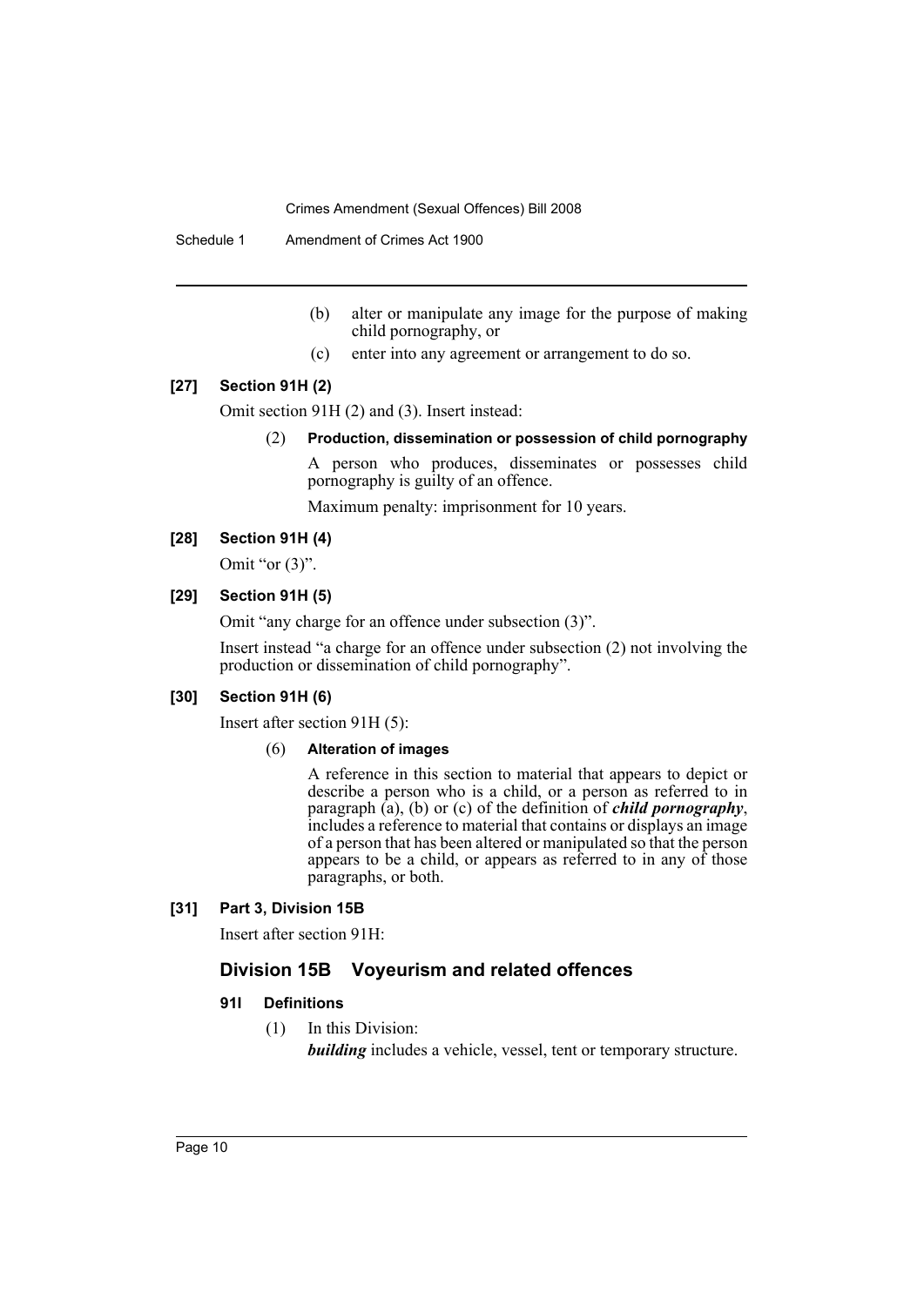(b) alter or manipulate any image for the purpose of making child pornography, or

(c) enter into any agreement or arrangement to do so.

**[27] Section 91H (2)**

Omit section 91H (2) and (3). Insert instead:

(2) **Production, dissemination or possession of child pornography**

A person who produces, disseminates or possesses child pornography is guilty of an offence.

Maximum penalty: imprisonment for 10 years.

**[28] Section 91H (4)**

Omit "or (3)".

**[29] Section 91H (5)**

Omit "any charge for an offence under subsection (3)".

Insert instead "a charge for an offence under subsection (2) not involving the production or dissemination of child pornography".

**[30] Section 91H (6)**

Insert after section 91H (5):

(6) **Alteration of images**

A reference in this section to material that appears to depict or describe a person who is a child, or a person as referred to in paragraph (a), (b) or (c) of the definition of ***child pornography***, includes a reference to material that contains or displays an image of a person that has been altered or manipulated so that the person appears to be a child, or appears as referred to in any of those paragraphs, or both.

**[31] Part 3, Division 15B**

Insert after section 91H:

## Division 15B Voyeurism and related offences

### 91I Definitions

(1) In this Division:

***building*** includes a vehicle, vessel, tent or temporary structure.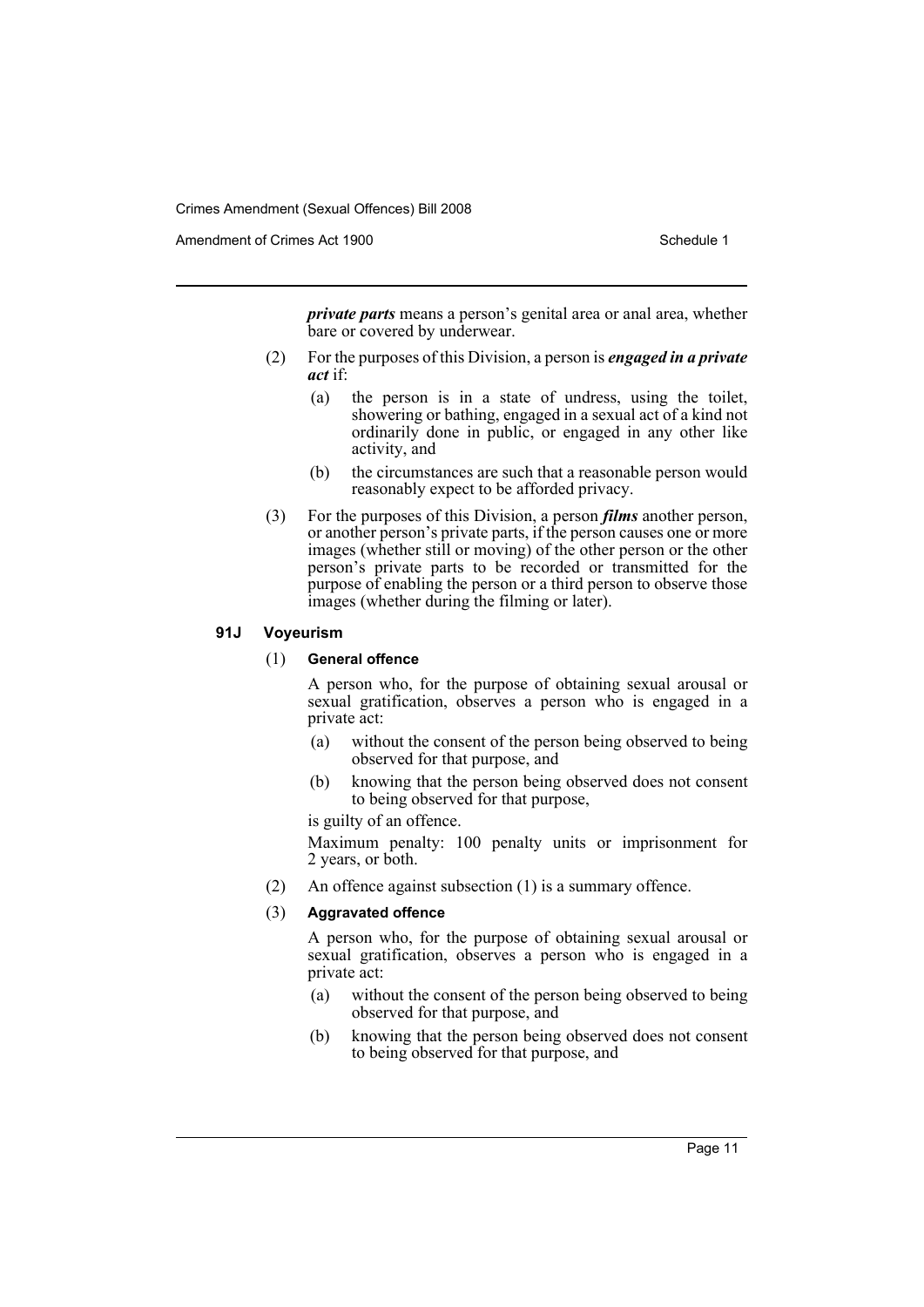***private parts*** means a person's genital area or anal area, whether bare or covered by underwear.

(2) For the purposes of this Division, a person is ***engaged in a private act*** if:

(a) the person is in a state of undress, using the toilet, showering or bathing, engaged in a sexual act of a kind not ordinarily done in public, or engaged in any other like activity, and

(b) the circumstances are such that a reasonable person would reasonably expect to be afforded privacy.

(3) For the purposes of this Division, a person ***films*** another person, or another person's private parts, if the person causes one or more images (whether still or moving) of the other person or the other person's private parts to be recorded or transmitted for the purpose of enabling the person or a third person to observe those images (whether during the filming or later).

### 91J Voyeurism

(1) **General offence**

A person who, for the purpose of obtaining sexual arousal or sexual gratification, observes a person who is engaged in a private act:

(a) without the consent of the person being observed to being observed for that purpose, and

(b) knowing that the person being observed does not consent to being observed for that purpose,

is guilty of an offence.

Maximum penalty: 100 penalty units or imprisonment for 2 years, or both.

(2) An offence against subsection (1) is a summary offence.

(3) **Aggravated offence**

A person who, for the purpose of obtaining sexual arousal or sexual gratification, observes a person who is engaged in a private act:

(a) without the consent of the person being observed to being observed for that purpose, and

(b) knowing that the person being observed does not consent to being observed for that purpose, and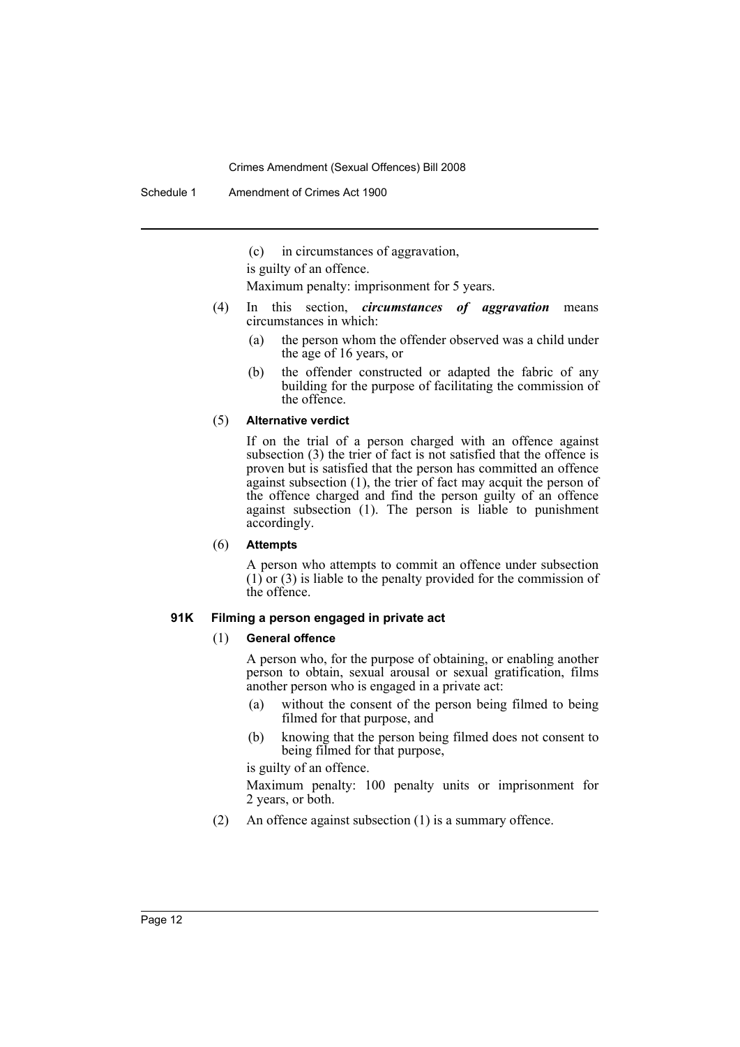(c) in circumstances of aggravation,

is guilty of an offence.

Maximum penalty: imprisonment for 5 years.

(4) In this section, ***circumstances of aggravation*** means circumstances in which:

(a) the person whom the offender observed was a child under the age of 16 years, or

(b) the offender constructed or adapted the fabric of any building for the purpose of facilitating the commission of the offence.

(5) **Alternative verdict**

If on the trial of a person charged with an offence against subsection (3) the trier of fact is not satisfied that the offence is proven but is satisfied that the person has committed an offence against subsection (1), the trier of fact may acquit the person of the offence charged and find the person guilty of an offence against subsection (1). The person is liable to punishment accordingly.

(6) **Attempts**

A person who attempts to commit an offence under subsection (1) or (3) is liable to the penalty provided for the commission of the offence.

### 91K Filming a person engaged in private act

(1) **General offence**

A person who, for the purpose of obtaining, or enabling another person to obtain, sexual arousal or sexual gratification, films another person who is engaged in a private act:

(a) without the consent of the person being filmed to being filmed for that purpose, and

(b) knowing that the person being filmed does not consent to being filmed for that purpose,

is guilty of an offence.

Maximum penalty: 100 penalty units or imprisonment for 2 years, or both.

(2) An offence against subsection (1) is a summary offence.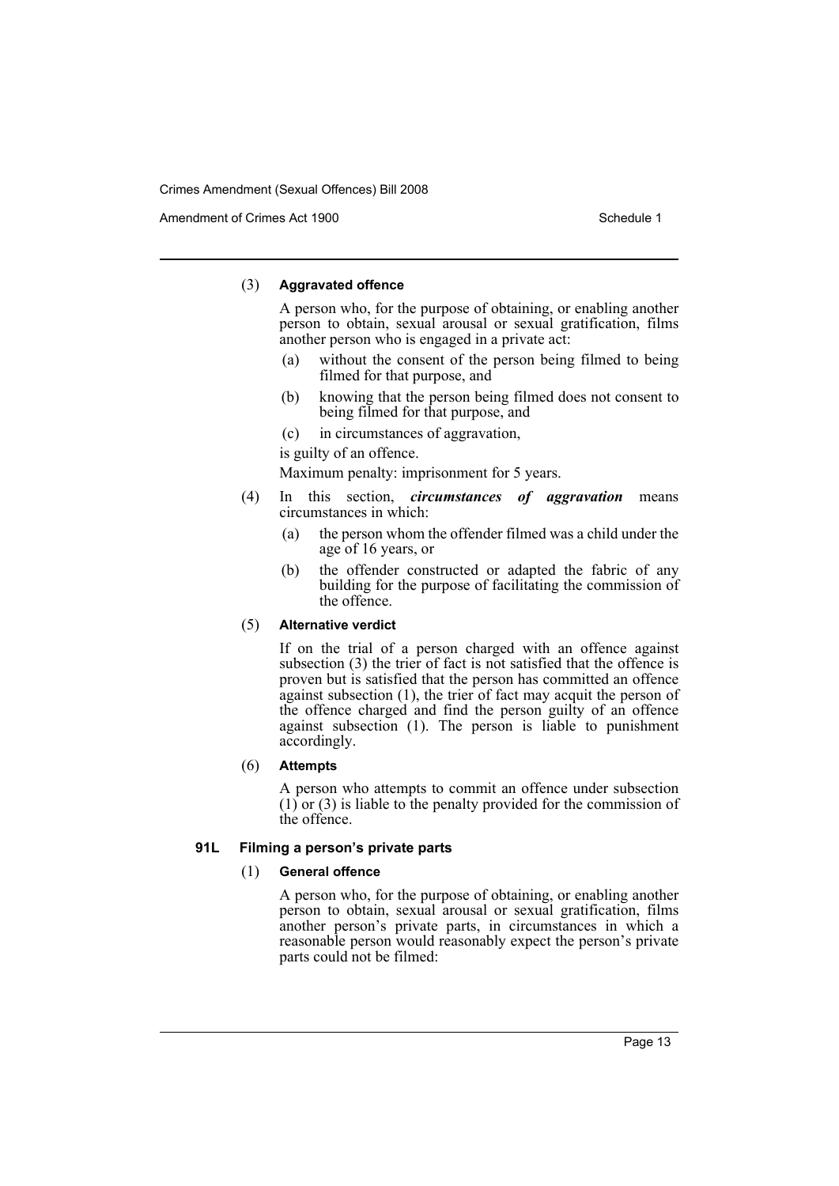(3) **Aggravated offence**

A person who, for the purpose of obtaining, or enabling another person to obtain, sexual arousal or sexual gratification, films another person who is engaged in a private act:

(a) without the consent of the person being filmed to being filmed for that purpose, and

(b) knowing that the person being filmed does not consent to being filmed for that purpose, and

(c) in circumstances of aggravation,

is guilty of an offence.

Maximum penalty: imprisonment for 5 years.

(4) In this section, ***circumstances of aggravation*** means circumstances in which:

(a) the person whom the offender filmed was a child under the age of 16 years, or

(b) the offender constructed or adapted the fabric of any building for the purpose of facilitating the commission of the offence.

(5) **Alternative verdict**

If on the trial of a person charged with an offence against subsection (3) the trier of fact is not satisfied that the offence is proven but is satisfied that the person has committed an offence against subsection (1), the trier of fact may acquit the person of the offence charged and find the person guilty of an offence against subsection (1). The person is liable to punishment accordingly.

(6) **Attempts**

A person who attempts to commit an offence under subsection (1) or (3) is liable to the penalty provided for the commission of the offence.

**91L Filming a person's private parts**

(1) **General offence**

A person who, for the purpose of obtaining, or enabling another person to obtain, sexual arousal or sexual gratification, films another person's private parts, in circumstances in which a reasonable person would reasonably expect the person's private parts could not be filmed: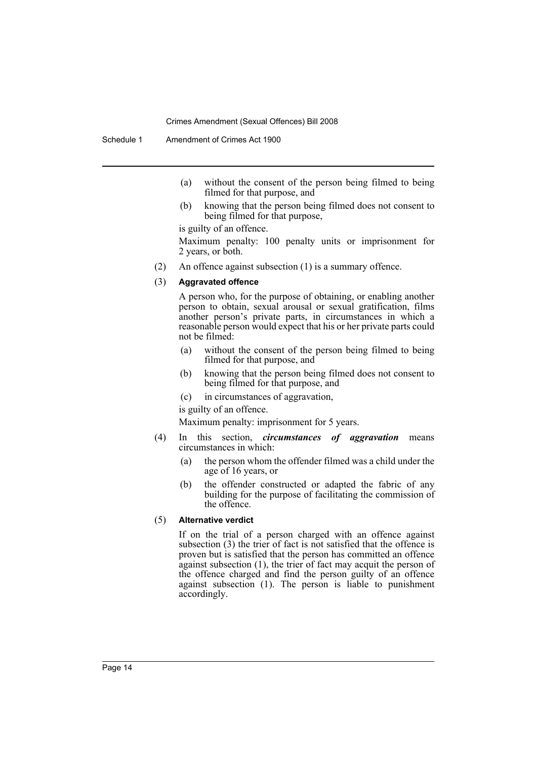(a) without the consent of the person being filmed to being filmed for that purpose, and

(b) knowing that the person being filmed does not consent to being filmed for that purpose,

is guilty of an offence.

Maximum penalty: 100 penalty units or imprisonment for 2 years, or both.

(2) An offence against subsection (1) is a summary offence.

(3) **Aggravated offence**

A person who, for the purpose of obtaining, or enabling another person to obtain, sexual arousal or sexual gratification, films another person's private parts, in circumstances in which a reasonable person would expect that his or her private parts could not be filmed:

(a) without the consent of the person being filmed to being filmed for that purpose, and

(b) knowing that the person being filmed does not consent to being filmed for that purpose, and

(c) in circumstances of aggravation,

is guilty of an offence.

Maximum penalty: imprisonment for 5 years.

(4) In this section, ***circumstances of aggravation*** means circumstances in which:

(a) the person whom the offender filmed was a child under the age of 16 years, or

(b) the offender constructed or adapted the fabric of any building for the purpose of facilitating the commission of the offence.

(5) **Alternative verdict**

If on the trial of a person charged with an offence against subsection (3) the trier of fact is not satisfied that the offence is proven but is satisfied that the person has committed an offence against subsection (1), the trier of fact may acquit the person of the offence charged and find the person guilty of an offence against subsection (1). The person is liable to punishment accordingly.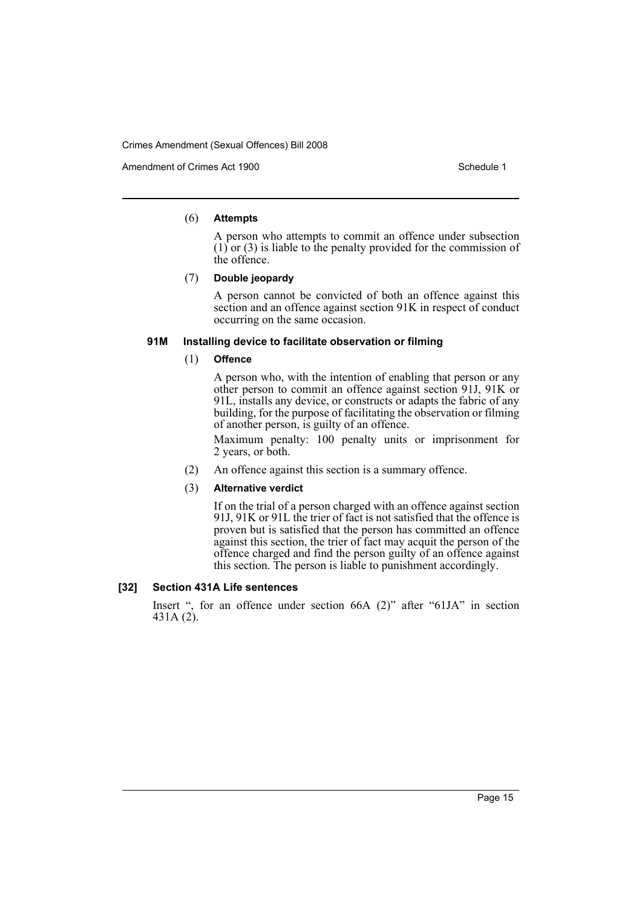(6) **Attempts**

A person who attempts to commit an offence under subsection (1) or (3) is liable to the penalty provided for the commission of the offence.

(7) **Double jeopardy**

A person cannot be convicted of both an offence against this section and an offence against section 91K in respect of conduct occurring on the same occasion.

**91M Installing device to facilitate observation or filming**

(1) **Offence**

A person who, with the intention of enabling that person or any other person to commit an offence against section 91J, 91K or 91L, installs any device, or constructs or adapts the fabric of any building, for the purpose of facilitating the observation or filming of another person, is guilty of an offence.

Maximum penalty: 100 penalty units or imprisonment for 2 years, or both.

(2) An offence against this section is a summary offence.

(3) **Alternative verdict**

If on the trial of a person charged with an offence against section 91J, 91K or 91L the trier of fact is not satisfied that the offence is proven but is satisfied that the person has committed an offence against this section, the trier of fact may acquit the person of the offence charged and find the person guilty of an offence against this section. The person is liable to punishment accordingly.

### [32] Section 431A Life sentences

Insert ", for an offence under section 66A (2)" after "61JA" in section 431A (2).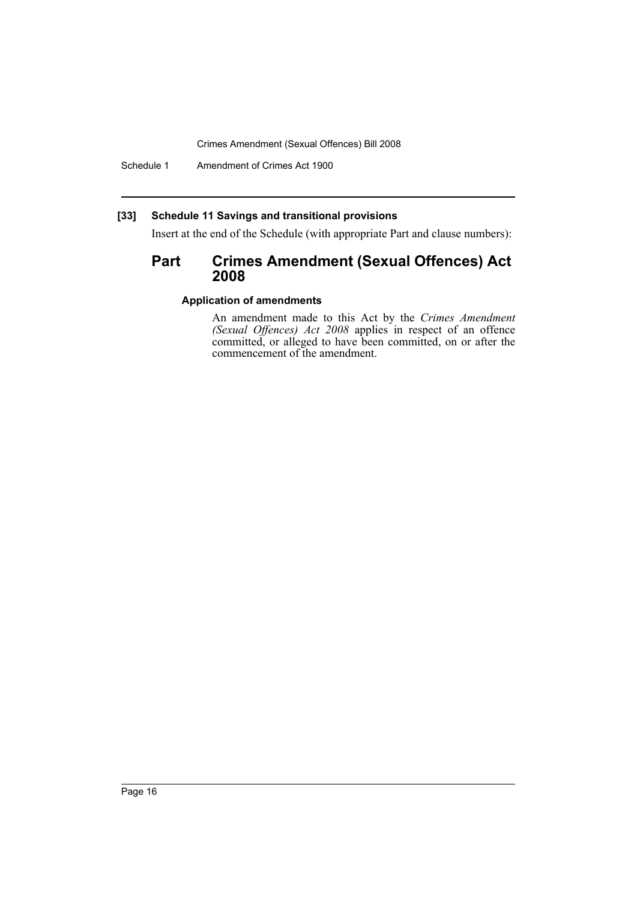**[33] Schedule 11 Savings and transitional provisions**

Insert at the end of the Schedule (with appropriate Part and clause numbers):

## Part Crimes Amendment (Sexual Offences) Act 2008

### Application of amendments

An amendment made to this Act by the *Crimes Amendment (Sexual Offences) Act 2008* applies in respect of an offence committed, or alleged to have been committed, on or after the commencement of the amendment.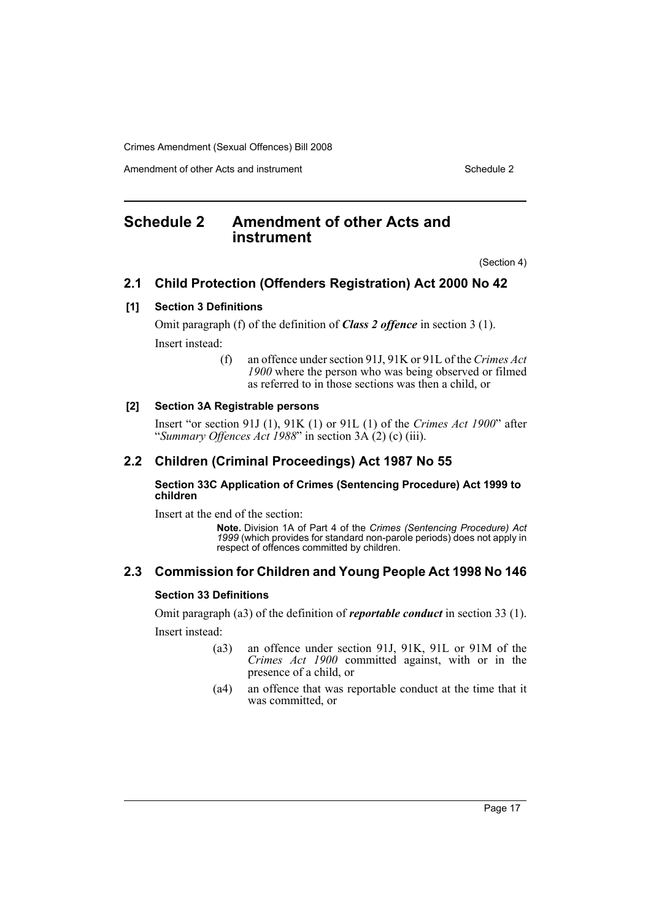# Schedule 2 Amendment of other Acts and instrument

(Section 4)

## 2.1 Child Protection (Offenders Registration) Act 2000 No 42

### [1] Section 3 Definitions

Omit paragraph (f) of the definition of ***Class 2 offence*** in section 3 (1).

Insert instead:

> (f) an offence under section 91J, 91K or 91L of the *Crimes Act 1900* where the person who was being observed or filmed as referred to in those sections was then a child, or

### [2] Section 3A Registrable persons

Insert "or section 91J (1), 91K (1) or 91L (1) of the *Crimes Act 1900*" after "*Summary Offences Act 1988*" in section 3A (2) (c) (iii).

## 2.2 Children (Criminal Proceedings) Act 1987 No 55

### Section 33C Application of Crimes (Sentencing Procedure) Act 1999 to children

Insert at the end of the section:

> **Note.** Division 1A of Part 4 of the *Crimes (Sentencing Procedure) Act 1999* (which provides for standard non-parole periods) does not apply in respect of offences committed by children.

## 2.3 Commission for Children and Young People Act 1998 No 146

### Section 33 Definitions

Omit paragraph (a3) of the definition of ***reportable conduct*** in section 33 (1).

Insert instead:

> (a3) an offence under section 91J, 91K, 91L or 91M of the *Crimes Act 1900* committed against, with or in the presence of a child, or
>
> (a4) an offence that was reportable conduct at the time that it was committed, or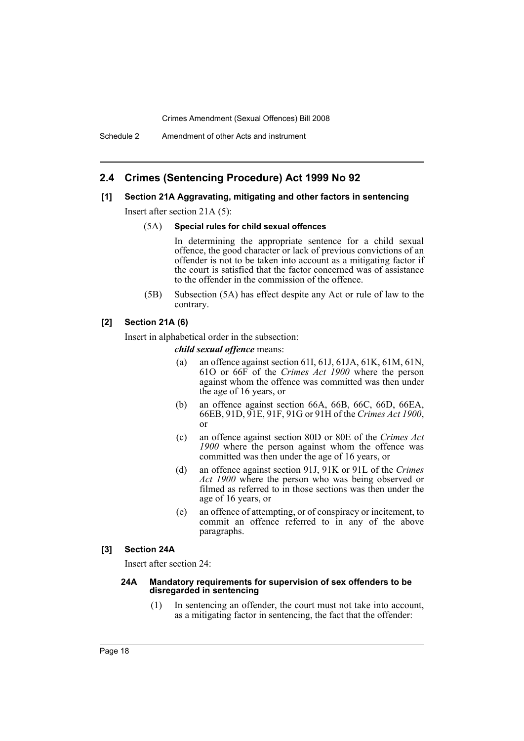## 2.4 Crimes (Sentencing Procedure) Act 1999 No 92

### [1] Section 21A Aggravating, mitigating and other factors in sentencing

Insert after section 21A (5):

(5A) **Special rules for child sexual offences**

In determining the appropriate sentence for a child sexual offence, the good character or lack of previous convictions of an offender is not to be taken into account as a mitigating factor if the court is satisfied that the factor concerned was of assistance to the offender in the commission of the offence.

(5B) Subsection (5A) has effect despite any Act or rule of law to the contrary.

### [2] Section 21A (6)

Insert in alphabetical order in the subsection:

***child sexual offence*** means:

(a) an offence against section 61I, 61J, 61JA, 61K, 61M, 61N, 61O or 66F of the *Crimes Act 1900* where the person against whom the offence was committed was then under the age of 16 years, or

(b) an offence against section 66A, 66B, 66C, 66D, 66EA, 66EB, 91D, 91E, 91F, 91G or 91H of the *Crimes Act 1900*, or

(c) an offence against section 80D or 80E of the *Crimes Act 1900* where the person against whom the offence was committed was then under the age of 16 years, or

(d) an offence against section 91J, 91K or 91L of the *Crimes Act 1900* where the person who was being observed or filmed as referred to in those sections was then under the age of 16 years, or

(e) an offence of attempting, or of conspiracy or incitement, to commit an offence referred to in any of the above paragraphs.

### [3] Section 24A

Insert after section 24:

#### 24A Mandatory requirements for supervision of sex offenders to be disregarded in sentencing

(1) In sentencing an offender, the court must not take into account, as a mitigating factor in sentencing, the fact that the offender: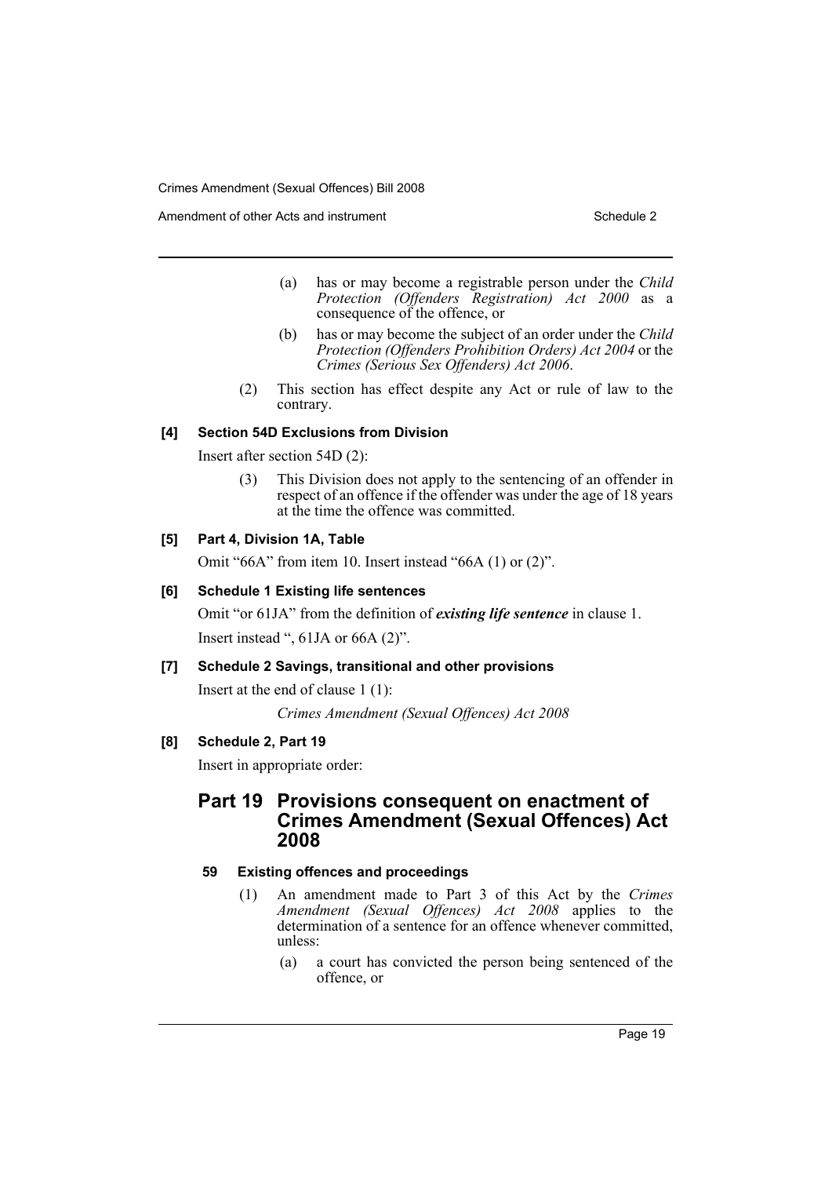(a) has or may become a registrable person under the *Child Protection (Offenders Registration) Act 2000* as a consequence of the offence, or

(b) has or may become the subject of an order under the *Child Protection (Offenders Prohibition Orders) Act 2004* or the *Crimes (Serious Sex Offenders) Act 2006*.

(2) This section has effect despite any Act or rule of law to the contrary.

#### [4] Section 54D Exclusions from Division

Insert after section 54D (2):

> (3) This Division does not apply to the sentencing of an offender in respect of an offence if the offender was under the age of 18 years at the time the offence was committed.

#### [5] Part 4, Division 1A, Table

Omit "66A" from item 10. Insert instead "66A (1) or (2)".

#### [6] Schedule 1 Existing life sentences

Omit "or 61JA" from the definition of ***existing life sentence*** in clause 1.

Insert instead ", 61JA or 66A (2)".

#### [7] Schedule 2 Savings, transitional and other provisions

Insert at the end of clause 1 (1):

> *Crimes Amendment (Sexual Offences) Act 2008*

#### [8] Schedule 2, Part 19

Insert in appropriate order:

## Part 19 Provisions consequent on enactment of Crimes Amendment (Sexual Offences) Act 2008

### 59 Existing offences and proceedings

(1) An amendment made to Part 3 of this Act by the *Crimes Amendment (Sexual Offences) Act 2008* applies to the determination of a sentence for an offence whenever committed, unless:

(a) a court has convicted the person being sentenced of the offence, or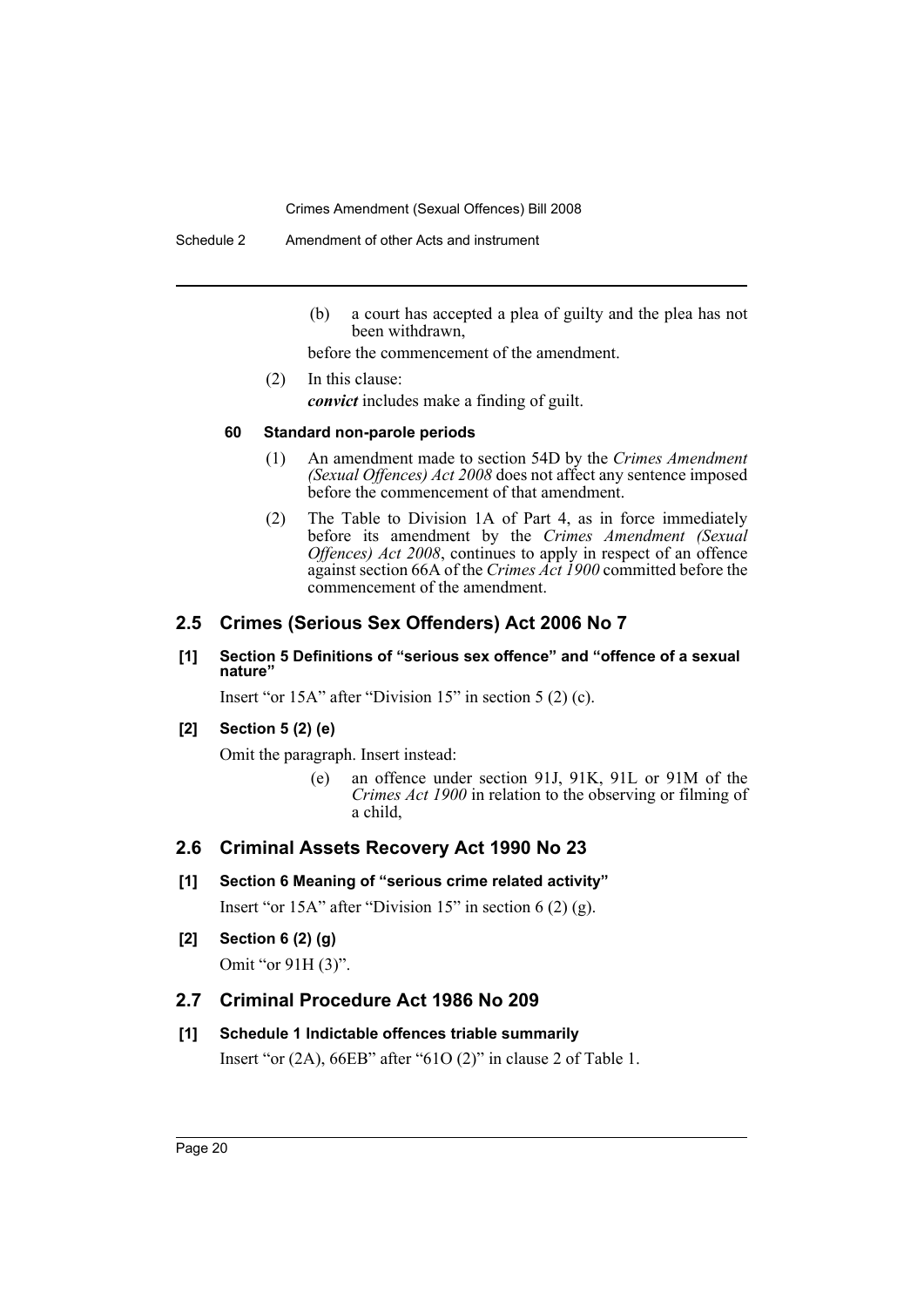(b) a court has accepted a plea of guilty and the plea has not been withdrawn,

before the commencement of the amendment.

(2) In this clause:

***convict*** includes make a finding of guilt.

**60 Standard non-parole periods**

(1) An amendment made to section 54D by the *Crimes Amendment (Sexual Offences) Act 2008* does not affect any sentence imposed before the commencement of that amendment.

(2) The Table to Division 1A of Part 4, as in force immediately before its amendment by the *Crimes Amendment (Sexual Offences) Act 2008*, continues to apply in respect of an offence against section 66A of the *Crimes Act 1900* committed before the commencement of the amendment.

## 2.5 Crimes (Serious Sex Offenders) Act 2006 No 7

**[1] Section 5 Definitions of "serious sex offence" and "offence of a sexual nature"**

Insert "or 15A" after "Division 15" in section 5 (2) (c).

**[2] Section 5 (2) (e)**

Omit the paragraph. Insert instead:

(e) an offence under section 91J, 91K, 91L or 91M of the *Crimes Act 1900* in relation to the observing or filming of a child,

## 2.6 Criminal Assets Recovery Act 1990 No 23

**[1] Section 6 Meaning of "serious crime related activity"**

Insert "or 15A" after "Division 15" in section 6 (2) (g).

**[2] Section 6 (2) (g)**

Omit "or 91H (3)".

## 2.7 Criminal Procedure Act 1986 No 209

**[1] Schedule 1 Indictable offences triable summarily**

Insert "or (2A), 66EB" after "61O (2)" in clause 2 of Table 1.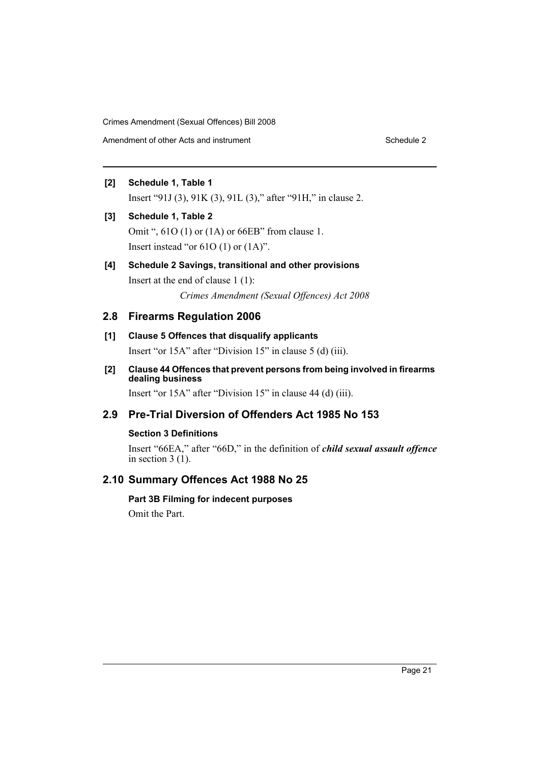**[2] Schedule 1, Table 1**

Insert "91J (3), 91K (3), 91L (3)," after "91H," in clause 2.

**[3] Schedule 1, Table 2**

Omit ", 61O (1) or (1A) or 66EB" from clause 1.

Insert instead "or 61O (1) or (1A)".

**[4] Schedule 2 Savings, transitional and other provisions**

Insert at the end of clause 1 (1):

*Crimes Amendment (Sexual Offences) Act 2008*

## 2.8 Firearms Regulation 2006

**[1] Clause 5 Offences that disqualify applicants**

Insert "or 15A" after "Division 15" in clause 5 (d) (iii).

**[2] Clause 44 Offences that prevent persons from being involved in firearms dealing business**

Insert "or 15A" after "Division 15" in clause 44 (d) (iii).

## 2.9 Pre-Trial Diversion of Offenders Act 1985 No 153

**Section 3 Definitions**

Insert "66EA," after "66D," in the definition of ***child sexual assault offence*** in section 3 (1).

## 2.10 Summary Offences Act 1988 No 25

**Part 3B Filming for indecent purposes**

Omit the Part.